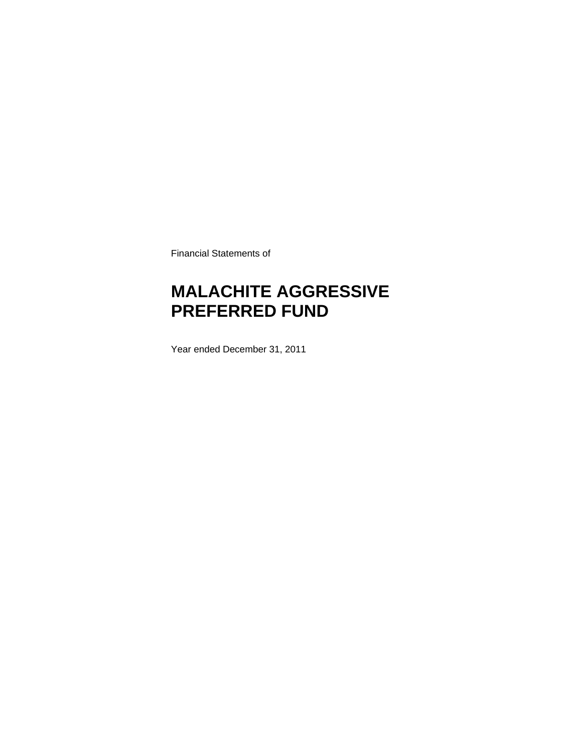Financial Statements of

# MALACHITE AGGRESSIVE PREFERRED FUND

Year ended December 31, 2011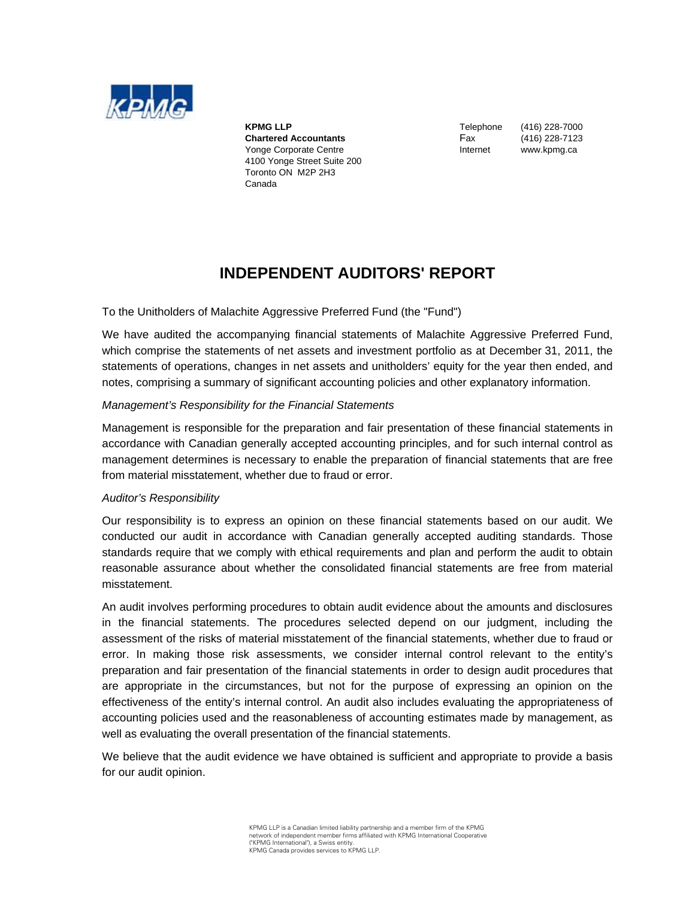**KPMG LLP**
**Chartered Accountants**
Yonge Corporate Centre
4100 Yonge Street Suite 200
Toronto ON M2P 2H3
Canada

Telephone (416) 228-7000
Fax (416) 228-7123
Internet www.kpmg.ca

# INDEPENDENT AUDITORS' REPORT

To the Unitholders of Malachite Aggressive Preferred Fund (the "Fund")

We have audited the accompanying financial statements of Malachite Aggressive Preferred Fund, which comprise the statements of net assets and investment portfolio as at December 31, 2011, the statements of operations, changes in net assets and unitholders' equity for the year then ended, and notes, comprising a summary of significant accounting policies and other explanatory information.

*Management's Responsibility for the Financial Statements*

Management is responsible for the preparation and fair presentation of these financial statements in accordance with Canadian generally accepted accounting principles, and for such internal control as management determines is necessary to enable the preparation of financial statements that are free from material misstatement, whether due to fraud or error.

*Auditor's Responsibility*

Our responsibility is to express an opinion on these financial statements based on our audit. We conducted our audit in accordance with Canadian generally accepted auditing standards. Those standards require that we comply with ethical requirements and plan and perform the audit to obtain reasonable assurance about whether the consolidated financial statements are free from material misstatement.

An audit involves performing procedures to obtain audit evidence about the amounts and disclosures in the financial statements. The procedures selected depend on our judgment, including the assessment of the risks of material misstatement of the financial statements, whether due to fraud or error. In making those risk assessments, we consider internal control relevant to the entity's preparation and fair presentation of the financial statements in order to design audit procedures that are appropriate in the circumstances, but not for the purpose of expressing an opinion on the effectiveness of the entity's internal control. An audit also includes evaluating the appropriateness of accounting policies used and the reasonableness of accounting estimates made by management, as well as evaluating the overall presentation of the financial statements.

We believe that the audit evidence we have obtained is sufficient and appropriate to provide a basis for our audit opinion.

KPMG LLP is a Canadian limited liability partnership and a member firm of the KPMG network of independent member firms affiliated with KPMG International Cooperative ("KPMG International"), a Swiss entity.
KPMG Canada provides services to KPMG LLP.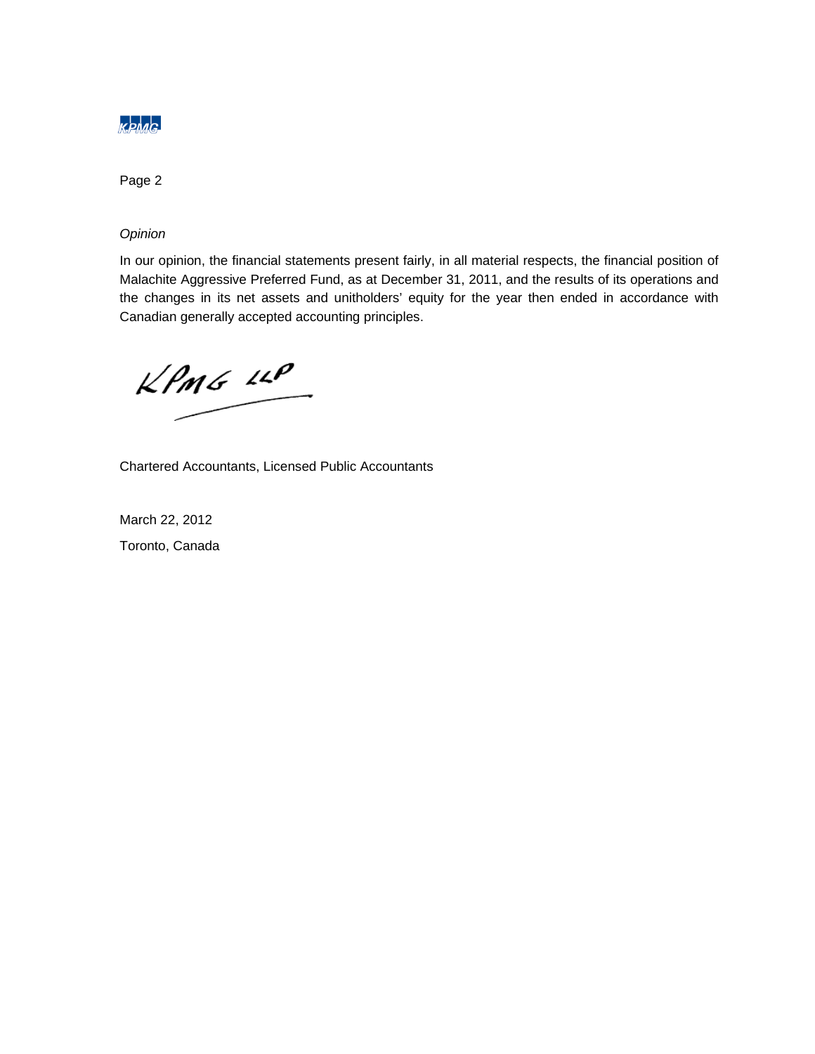*Opinion*

In our opinion, the financial statements present fairly, in all material respects, the financial position of Malachite Aggressive Preferred Fund, as at December 31, 2011, and the results of its operations and the changes in its net assets and unitholders' equity for the year then ended in accordance with Canadian generally accepted accounting principles.

KPMG LLP

Chartered Accountants, Licensed Public Accountants

March 22, 2012

Toronto, Canada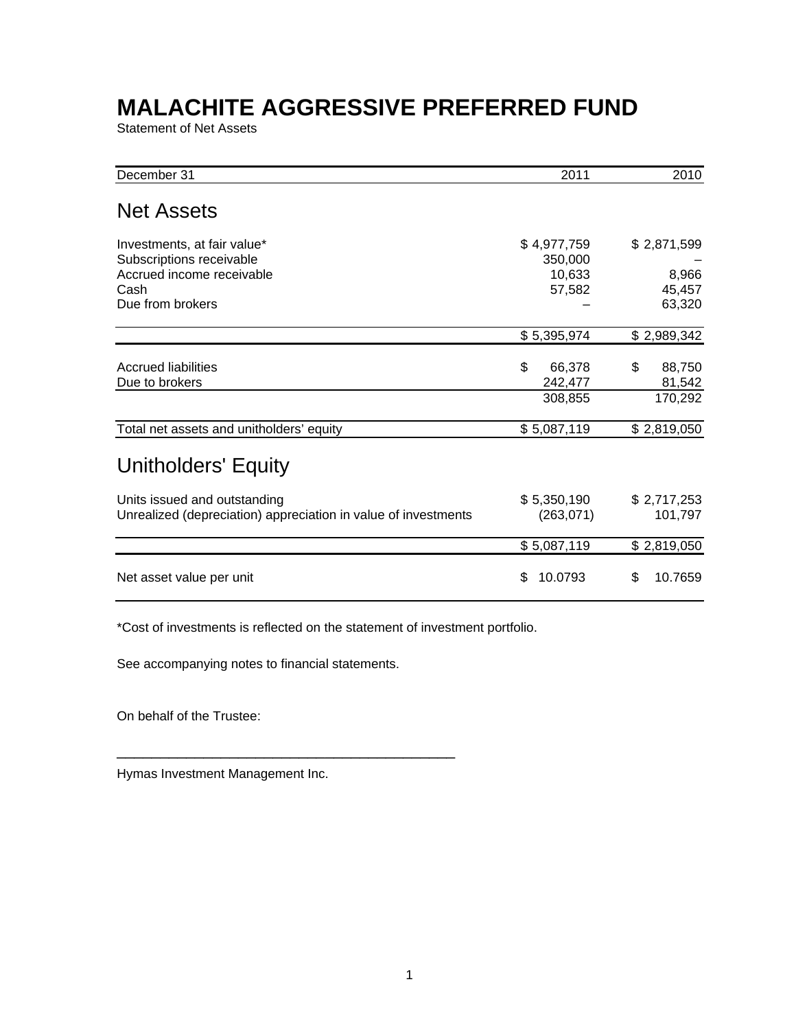# MALACHITE AGGRESSIVE PREFERRED FUND

Statement of Net Assets

| December 31 | 2011 | 2010 |
|---|---|---|
| **Net Assets** | | |
| Investments, at fair value* | $ 4,977,759 | $ 2,871,599 |
| Subscriptions receivable | 350,000 | – |
| Accrued income receivable | 10,633 | 8,966 |
| Cash | 57,582 | 45,457 |
| Due from brokers | – | 63,320 |
| | $ 5,395,974 | $ 2,989,342 |
| Accrued liabilities | $ 66,378 | $ 88,750 |
| Due to brokers | 242,477 | 81,542 |
| | 308,855 | 170,292 |
| Total net assets and unitholders' equity | $ 5,087,119 | $ 2,819,050 |
| **Unitholders' Equity** | | |
| Units issued and outstanding | $ 5,350,190 | $ 2,717,253 |
| Unrealized (depreciation) appreciation in value of investments | (263,071) | 101,797 |
| | $ 5,087,119 | $ 2,819,050 |
| Net asset value per unit | $ 10.0793 | $ 10.7659 |

*Cost of investments is reflected on the statement of investment portfolio.

See accompanying notes to financial statements.

On behalf of the Trustee:

_____________________________________________

Hymas Investment Management Inc.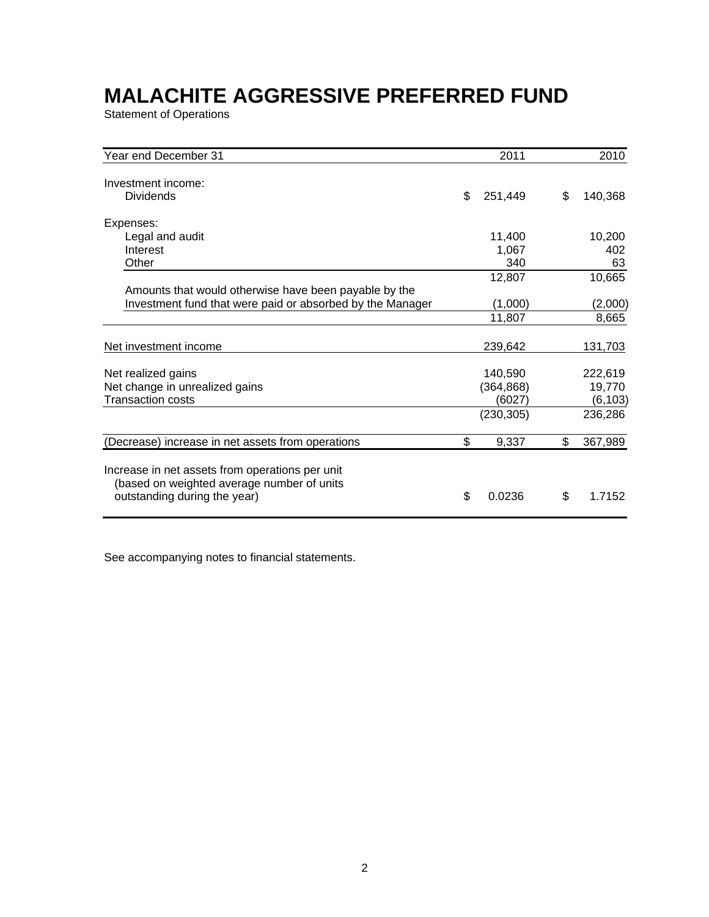# MALACHITE AGGRESSIVE PREFERRED FUND

Statement of Operations

| Year end December 31 | 2011 | 2010 |
|---|---|---|
| Investment income: | | |
| Dividends | $ 251,449 | $ 140,368 |
| Expenses: | | |
| Legal and audit | 11,400 | 10,200 |
| Interest | 1,067 | 402 |
| Other | 340 | 63 |
| | 12,807 | 10,665 |
| Amounts that would otherwise have been payable by the Investment fund that were paid or absorbed by the Manager | (1,000) | (2,000) |
| | 11,807 | 8,665 |
| Net investment income | 239,642 | 131,703 |
| Net realized gains | 140,590 | 222,619 |
| Net change in unrealized gains | (364,868) | 19,770 |
| Transaction costs | (6027) | (6,103) |
| | (230,305) | 236,286 |
| (Decrease) increase in net assets from operations | $ 9,337 | $ 367,989 |
| Increase in net assets from operations per unit (based on weighted average number of units outstanding during the year) | $ 0.0236 | $ 1.7152 |

See accompanying notes to financial statements.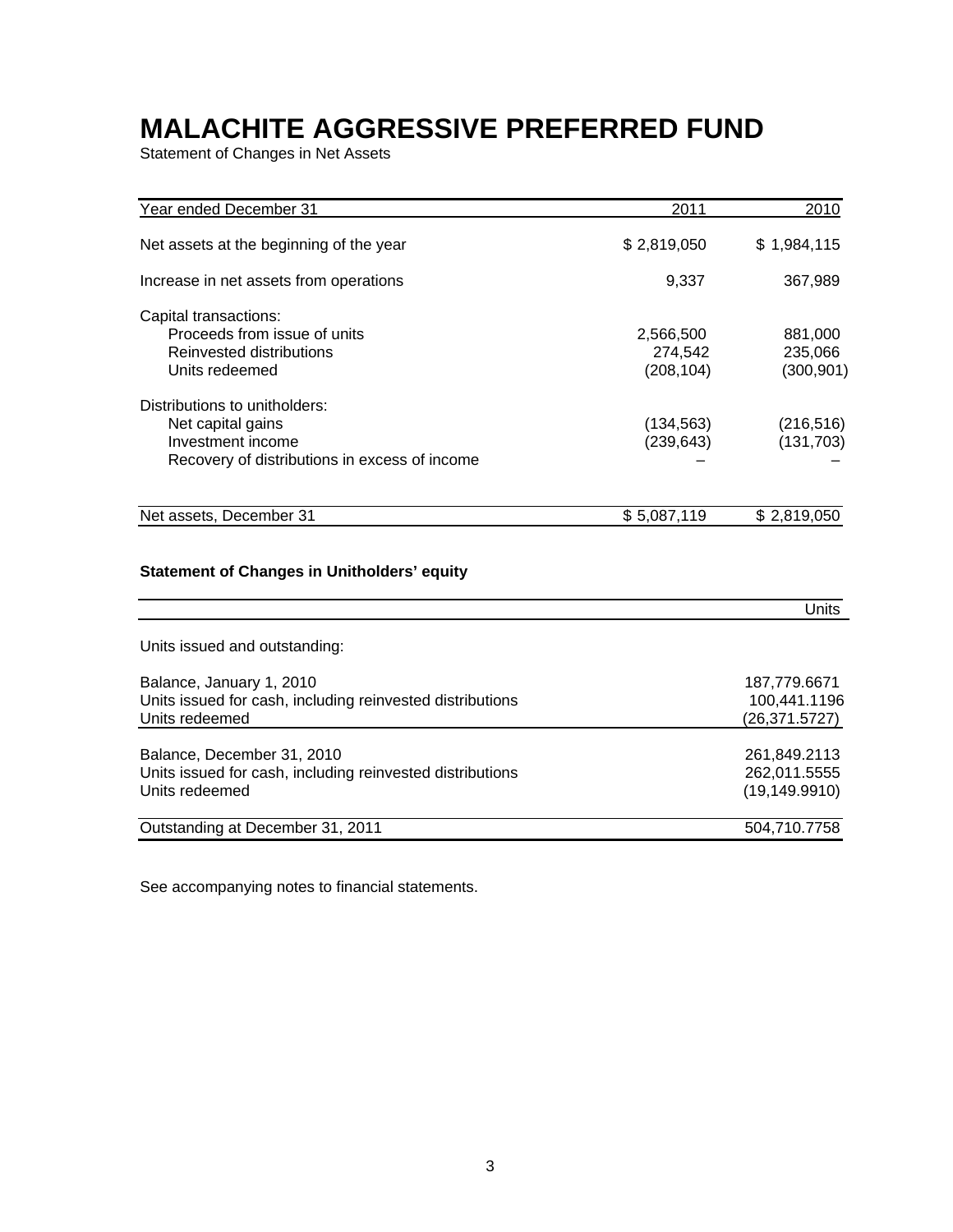# MALACHITE AGGRESSIVE PREFERRED FUND

Statement of Changes in Net Assets

| Year ended December 31 | 2011 | 2010 |
|---|---|---|
| Net assets at the beginning of the year | $ 2,819,050 | $ 1,984,115 |
| Increase in net assets from operations | 9,337 | 367,989 |
| Capital transactions: | | |
| Proceeds from issue of units | 2,566,500 | 881,000 |
| Reinvested distributions | 274,542 | 235,066 |
| Units redeemed | (208,104) | (300,901) |
| Distributions to unitholders: | | |
| Net capital gains | (134,563) | (216,516) |
| Investment income | (239,643) | (131,703) |
| Recovery of distributions in excess of income | – | – |
| Net assets, December 31 | $ 5,087,119 | $ 2,819,050 |

**Statement of Changes in Unitholders' equity**

| | Units |
|---|---|
| Units issued and outstanding: | |
| Balance, January 1, 2010 | 187,779.6671 |
| Units issued for cash, including reinvested distributions | 100,441.1196 |
| Units redeemed | (26,371.5727) |
| Balance, December 31, 2010 | 261,849.2113 |
| Units issued for cash, including reinvested distributions | 262,011.5555 |
| Units redeemed | (19,149.9910) |
| Outstanding at December 31, 2011 | 504,710.7758 |

See accompanying notes to financial statements.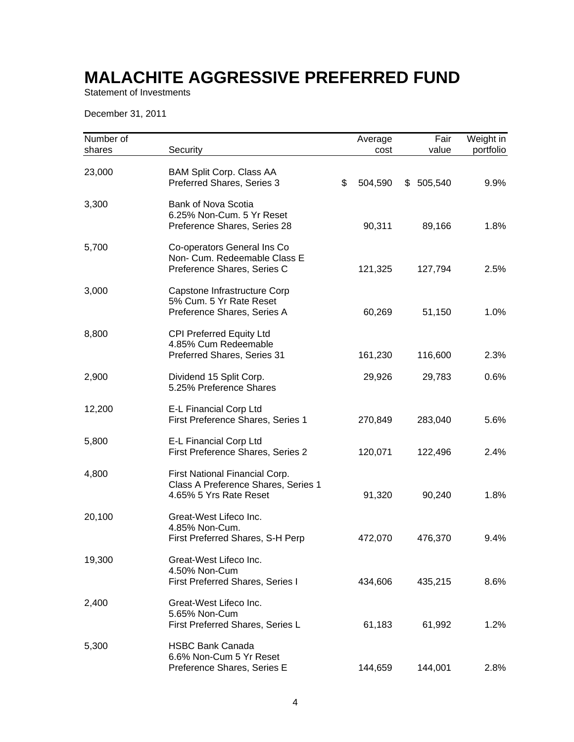# MALACHITE AGGRESSIVE PREFERRED FUND

Statement of Investments

December 31, 2011

| Number of shares | Security | Average cost | Fair value | Weight in portfolio |
|---|---|---|---|---|
| 23,000 | BAM Split Corp. Class AA Preferred Shares, Series 3 | $ 504,590 | $ 505,540 | 9.9% |
| 3,300 | Bank of Nova Scotia 6.25% Non-Cum. 5 Yr Reset Preference Shares, Series 28 | 90,311 | 89,166 | 1.8% |
| 5,700 | Co-operators General Ins Co Non- Cum. Redeemable Class E Preference Shares, Series C | 121,325 | 127,794 | 2.5% |
| 3,000 | Capstone Infrastructure Corp 5% Cum. 5 Yr Rate Reset Preference Shares, Series A | 60,269 | 51,150 | 1.0% |
| 8,800 | CPI Preferred Equity Ltd 4.85% Cum Redeemable Preferred Shares, Series 31 | 161,230 | 116,600 | 2.3% |
| 2,900 | Dividend 15 Split Corp. 5.25% Preference Shares | 29,926 | 29,783 | 0.6% |
| 12,200 | E-L Financial Corp Ltd First Preference Shares, Series 1 | 270,849 | 283,040 | 5.6% |
| 5,800 | E-L Financial Corp Ltd First Preference Shares, Series 2 | 120,071 | 122,496 | 2.4% |
| 4,800 | First National Financial Corp. Class A Preference Shares, Series 1 4.65% 5 Yrs Rate Reset | 91,320 | 90,240 | 1.8% |
| 20,100 | Great-West Lifeco Inc. 4.85% Non-Cum. First Preferred Shares, S-H Perp | 472,070 | 476,370 | 9.4% |
| 19,300 | Great-West Lifeco Inc. 4.50% Non-Cum First Preferred Shares, Series I | 434,606 | 435,215 | 8.6% |
| 2,400 | Great-West Lifeco Inc. 5.65% Non-Cum First Preferred Shares, Series L | 61,183 | 61,992 | 1.2% |
| 5,300 | HSBC Bank Canada 6.6% Non-Cum 5 Yr Reset Preference Shares, Series E | 144,659 | 144,001 | 2.8% |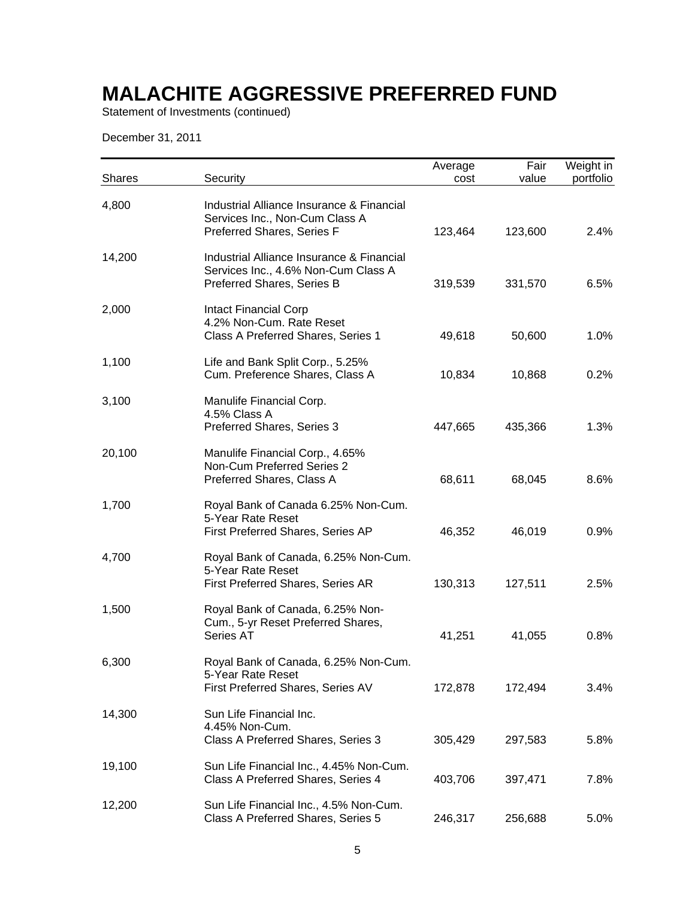# MALACHITE AGGRESSIVE PREFERRED FUND

Statement of Investments (continued)

December 31, 2011

| Shares | Security | Average cost | Fair value | Weight in portfolio |
|---|---|---|---|---|
| 4,800 | Industrial Alliance Insurance & Financial Services Inc., Non-Cum Class A Preferred Shares, Series F | 123,464 | 123,600 | 2.4% |
| 14,200 | Industrial Alliance Insurance & Financial Services Inc., 4.6% Non-Cum Class A Preferred Shares, Series B | 319,539 | 331,570 | 6.5% |
| 2,000 | Intact Financial Corp 4.2% Non-Cum. Rate Reset Class A Preferred Shares, Series 1 | 49,618 | 50,600 | 1.0% |
| 1,100 | Life and Bank Split Corp., 5.25% Cum. Preference Shares, Class A | 10,834 | 10,868 | 0.2% |
| 3,100 | Manulife Financial Corp. 4.5% Class A Preferred Shares, Series 3 | 447,665 | 435,366 | 1.3% |
| 20,100 | Manulife Financial Corp., 4.65% Non-Cum Preferred Series 2 Preferred Shares, Class A | 68,611 | 68,045 | 8.6% |
| 1,700 | Royal Bank of Canada 6.25% Non-Cum. 5-Year Rate Reset First Preferred Shares, Series AP | 46,352 | 46,019 | 0.9% |
| 4,700 | Royal Bank of Canada, 6.25% Non-Cum. 5-Year Rate Reset First Preferred Shares, Series AR | 130,313 | 127,511 | 2.5% |
| 1,500 | Royal Bank of Canada, 6.25% Non-Cum., 5-yr Reset Preferred Shares, Series AT | 41,251 | 41,055 | 0.8% |
| 6,300 | Royal Bank of Canada, 6.25% Non-Cum. 5-Year Rate Reset First Preferred Shares, Series AV | 172,878 | 172,494 | 3.4% |
| 14,300 | Sun Life Financial Inc. 4.45% Non-Cum. Class A Preferred Shares, Series 3 | 305,429 | 297,583 | 5.8% |
| 19,100 | Sun Life Financial Inc., 4.45% Non-Cum. Class A Preferred Shares, Series 4 | 403,706 | 397,471 | 7.8% |
| 12,200 | Sun Life Financial Inc., 4.5% Non-Cum. Class A Preferred Shares, Series 5 | 246,317 | 256,688 | 5.0% |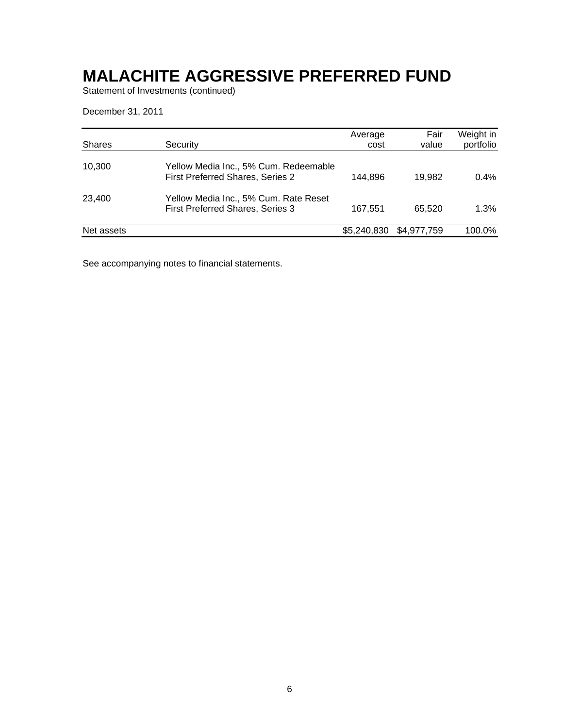# MALACHITE AGGRESSIVE PREFERRED FUND

Statement of Investments (continued)

December 31, 2011

| Shares | Security | Average cost | Fair value | Weight in portfolio |
|---|---|---|---|---|
| 10,300 | Yellow Media Inc., 5% Cum. Redeemable First Preferred Shares, Series 2 | 144,896 | 19,982 | 0.4% |
| 23,400 | Yellow Media Inc., 5% Cum. Rate Reset First Preferred Shares, Series 3 | 167,551 | 65,520 | 1.3% |
| Net assets | | $5,240,830 | $4,977,759 | 100.0% |

See accompanying notes to financial statements.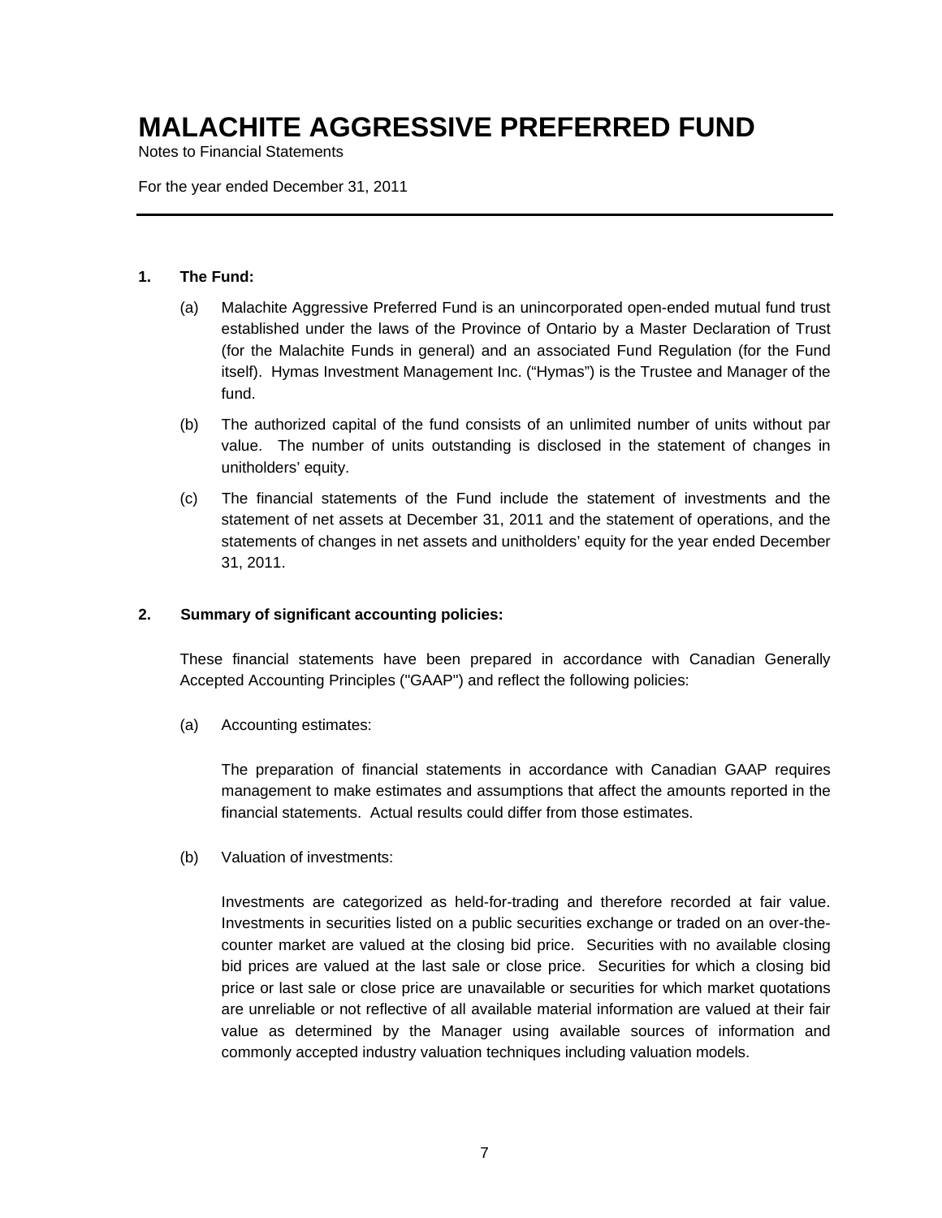# MALACHITE AGGRESSIVE PREFERRED FUND

Notes to Financial Statements

For the year ended December 31, 2011

---

**1. The Fund:**

(a) Malachite Aggressive Preferred Fund is an unincorporated open-ended mutual fund trust established under the laws of the Province of Ontario by a Master Declaration of Trust (for the Malachite Funds in general) and an associated Fund Regulation (for the Fund itself). Hymas Investment Management Inc. ("Hymas") is the Trustee and Manager of the fund.

(b) The authorized capital of the fund consists of an unlimited number of units without par value. The number of units outstanding is disclosed in the statement of changes in unitholders' equity.

(c) The financial statements of the Fund include the statement of investments and the statement of net assets at December 31, 2011 and the statement of operations, and the statements of changes in net assets and unitholders' equity for the year ended December 31, 2011.

**2. Summary of significant accounting policies:**

These financial statements have been prepared in accordance with Canadian Generally Accepted Accounting Principles ("GAAP") and reflect the following policies:

(a) Accounting estimates:

The preparation of financial statements in accordance with Canadian GAAP requires management to make estimates and assumptions that affect the amounts reported in the financial statements. Actual results could differ from those estimates.

(b) Valuation of investments:

Investments are categorized as held-for-trading and therefore recorded at fair value. Investments in securities listed on a public securities exchange or traded on an over-the-counter market are valued at the closing bid price. Securities with no available closing bid prices are valued at the last sale or close price. Securities for which a closing bid price or last sale or close price are unavailable or securities for which market quotations are unreliable or not reflective of all available material information are valued at their fair value as determined by the Manager using available sources of information and commonly accepted industry valuation techniques including valuation models.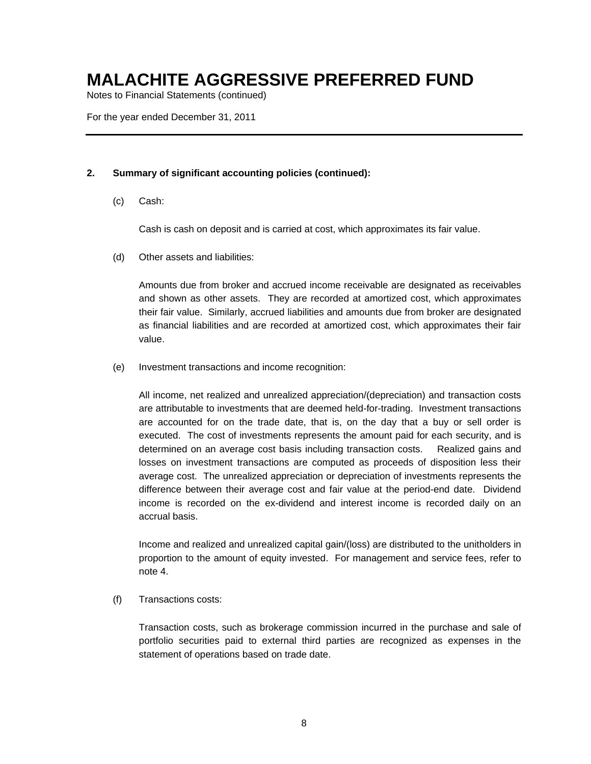# MALACHITE AGGRESSIVE PREFERRED FUND

Notes to Financial Statements (continued)

For the year ended December 31, 2011

**2. Summary of significant accounting policies (continued):**

(c) Cash:

Cash is cash on deposit and is carried at cost, which approximates its fair value.

(d) Other assets and liabilities:

Amounts due from broker and accrued income receivable are designated as receivables and shown as other assets. They are recorded at amortized cost, which approximates their fair value. Similarly, accrued liabilities and amounts due from broker are designated as financial liabilities and are recorded at amortized cost, which approximates their fair value.

(e) Investment transactions and income recognition:

All income, net realized and unrealized appreciation/(depreciation) and transaction costs are attributable to investments that are deemed held-for-trading. Investment transactions are accounted for on the trade date, that is, on the day that a buy or sell order is executed. The cost of investments represents the amount paid for each security, and is determined on an average cost basis including transaction costs. Realized gains and losses on investment transactions are computed as proceeds of disposition less their average cost. The unrealized appreciation or depreciation of investments represents the difference between their average cost and fair value at the period-end date. Dividend income is recorded on the ex-dividend and interest income is recorded daily on an accrual basis.

Income and realized and unrealized capital gain/(loss) are distributed to the unitholders in proportion to the amount of equity invested. For management and service fees, refer to note 4.

(f) Transactions costs:

Transaction costs, such as brokerage commission incurred in the purchase and sale of portfolio securities paid to external third parties are recognized as expenses in the statement of operations based on trade date.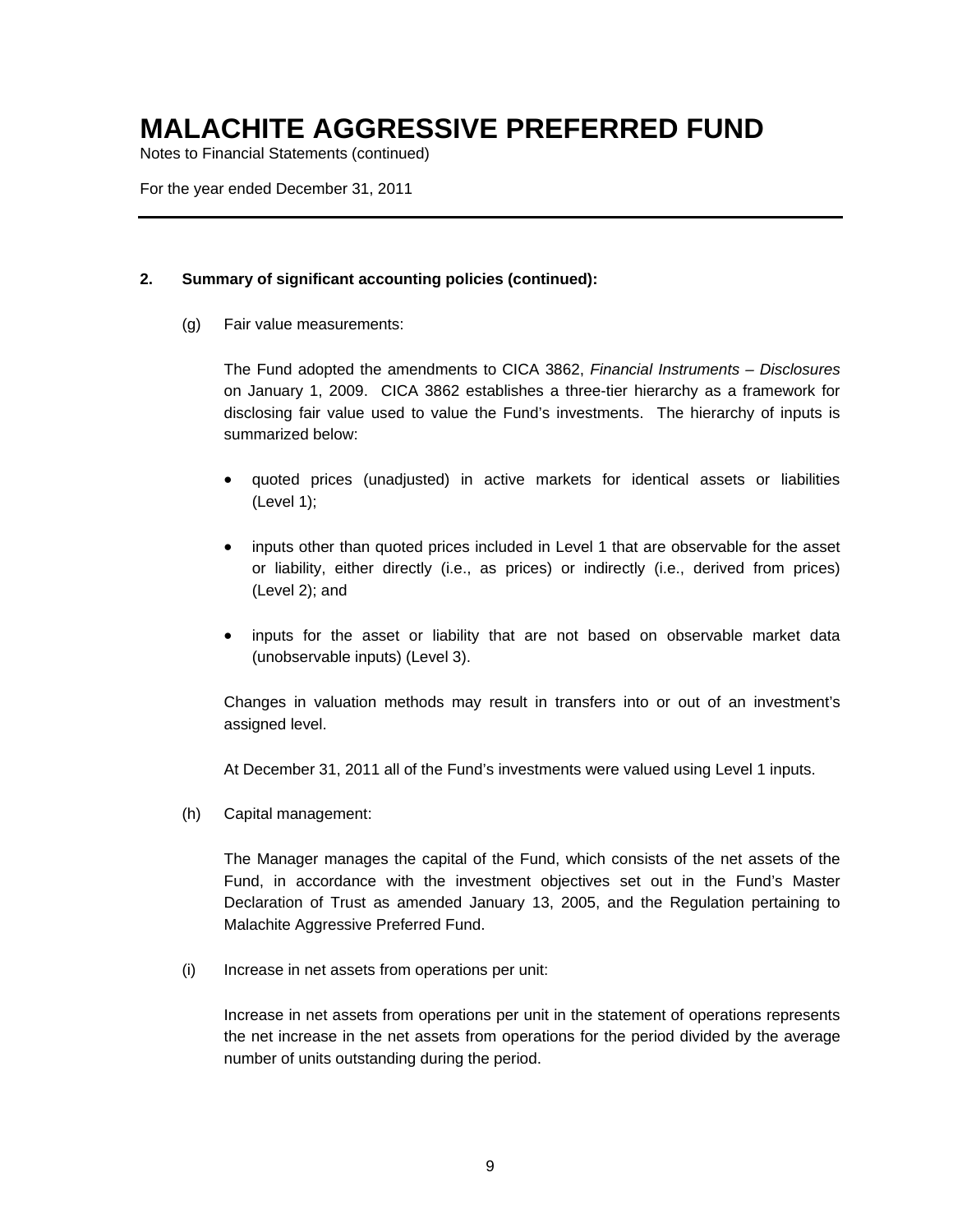# MALACHITE AGGRESSIVE PREFERRED FUND

Notes to Financial Statements (continued)

For the year ended December 31, 2011

**2. Summary of significant accounting policies (continued):**

(g) Fair value measurements:

The Fund adopted the amendments to CICA 3862, *Financial Instruments – Disclosures* on January 1, 2009. CICA 3862 establishes a three-tier hierarchy as a framework for disclosing fair value used to value the Fund's investments. The hierarchy of inputs is summarized below:

- quoted prices (unadjusted) in active markets for identical assets or liabilities (Level 1);
- inputs other than quoted prices included in Level 1 that are observable for the asset or liability, either directly (i.e., as prices) or indirectly (i.e., derived from prices) (Level 2); and
- inputs for the asset or liability that are not based on observable market data (unobservable inputs) (Level 3).

Changes in valuation methods may result in transfers into or out of an investment's assigned level.

At December 31, 2011 all of the Fund's investments were valued using Level 1 inputs.

(h) Capital management:

The Manager manages the capital of the Fund, which consists of the net assets of the Fund, in accordance with the investment objectives set out in the Fund's Master Declaration of Trust as amended January 13, 2005, and the Regulation pertaining to Malachite Aggressive Preferred Fund.

(i) Increase in net assets from operations per unit:

Increase in net assets from operations per unit in the statement of operations represents the net increase in the net assets from operations for the period divided by the average number of units outstanding during the period.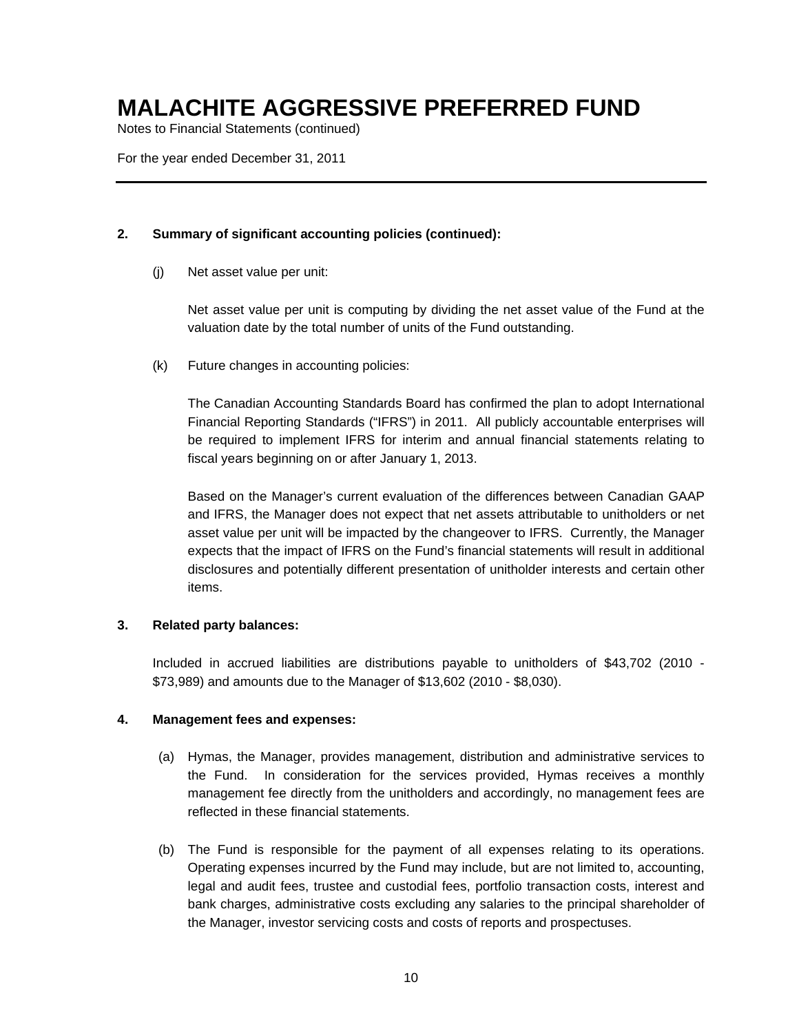# MALACHITE AGGRESSIVE PREFERRED FUND

Notes to Financial Statements (continued)

For the year ended December 31, 2011

**2. Summary of significant accounting policies (continued):**

(j) Net asset value per unit:

Net asset value per unit is computing by dividing the net asset value of the Fund at the valuation date by the total number of units of the Fund outstanding.

(k) Future changes in accounting policies:

The Canadian Accounting Standards Board has confirmed the plan to adopt International Financial Reporting Standards ("IFRS") in 2011. All publicly accountable enterprises will be required to implement IFRS for interim and annual financial statements relating to fiscal years beginning on or after January 1, 2013.

Based on the Manager's current evaluation of the differences between Canadian GAAP and IFRS, the Manager does not expect that net assets attributable to unitholders or net asset value per unit will be impacted by the changeover to IFRS. Currently, the Manager expects that the impact of IFRS on the Fund's financial statements will result in additional disclosures and potentially different presentation of unitholder interests and certain other items.

**3. Related party balances:**

Included in accrued liabilities are distributions payable to unitholders of $43,702 (2010 - $73,989) and amounts due to the Manager of $13,602 (2010 - $8,030).

**4. Management fees and expenses:**

(a) Hymas, the Manager, provides management, distribution and administrative services to the Fund. In consideration for the services provided, Hymas receives a monthly management fee directly from the unitholders and accordingly, no management fees are reflected in these financial statements.

(b) The Fund is responsible for the payment of all expenses relating to its operations. Operating expenses incurred by the Fund may include, but are not limited to, accounting, legal and audit fees, trustee and custodial fees, portfolio transaction costs, interest and bank charges, administrative costs excluding any salaries to the principal shareholder of the Manager, investor servicing costs and costs of reports and prospectuses.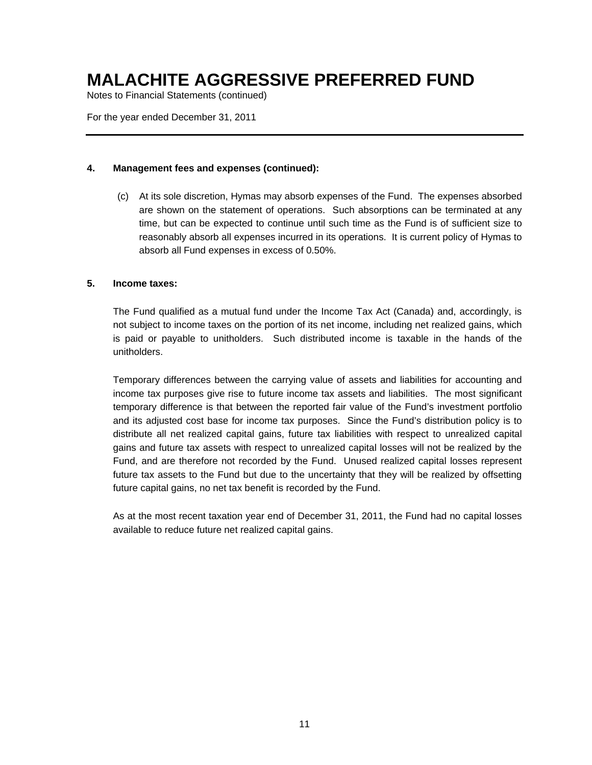# MALACHITE AGGRESSIVE PREFERRED FUND

Notes to Financial Statements (continued)

For the year ended December 31, 2011

---

**4. Management fees and expenses (continued):**

(c) At its sole discretion, Hymas may absorb expenses of the Fund. The expenses absorbed are shown on the statement of operations. Such absorptions can be terminated at any time, but can be expected to continue until such time as the Fund is of sufficient size to reasonably absorb all expenses incurred in its operations. It is current policy of Hymas to absorb all Fund expenses in excess of 0.50%.

**5. Income taxes:**

The Fund qualified as a mutual fund under the Income Tax Act (Canada) and, accordingly, is not subject to income taxes on the portion of its net income, including net realized gains, which is paid or payable to unitholders. Such distributed income is taxable in the hands of the unitholders.

Temporary differences between the carrying value of assets and liabilities for accounting and income tax purposes give rise to future income tax assets and liabilities. The most significant temporary difference is that between the reported fair value of the Fund's investment portfolio and its adjusted cost base for income tax purposes. Since the Fund's distribution policy is to distribute all net realized capital gains, future tax liabilities with respect to unrealized capital gains and future tax assets with respect to unrealized capital losses will not be realized by the Fund, and are therefore not recorded by the Fund. Unused realized capital losses represent future tax assets to the Fund but due to the uncertainty that they will be realized by offsetting future capital gains, no net tax benefit is recorded by the Fund.

As at the most recent taxation year end of December 31, 2011, the Fund had no capital losses available to reduce future net realized capital gains.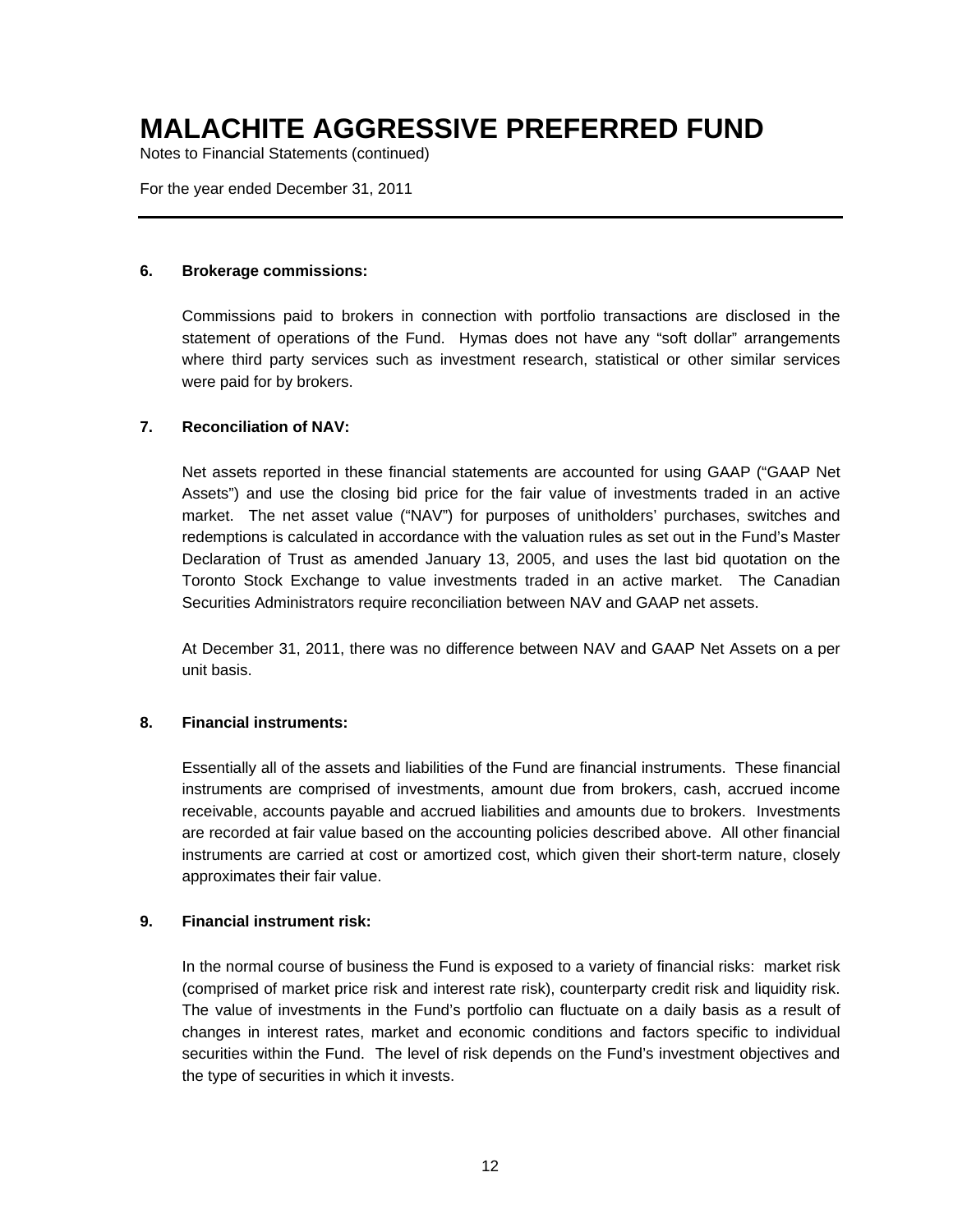# MALACHITE AGGRESSIVE PREFERRED FUND

Notes to Financial Statements (continued)

For the year ended December 31, 2011

### 6. Brokerage commissions:

Commissions paid to brokers in connection with portfolio transactions are disclosed in the statement of operations of the Fund. Hymas does not have any "soft dollar" arrangements where third party services such as investment research, statistical or other similar services were paid for by brokers.

### 7. Reconciliation of NAV:

Net assets reported in these financial statements are accounted for using GAAP ("GAAP Net Assets") and use the closing bid price for the fair value of investments traded in an active market. The net asset value ("NAV") for purposes of unitholders' purchases, switches and redemptions is calculated in accordance with the valuation rules as set out in the Fund's Master Declaration of Trust as amended January 13, 2005, and uses the last bid quotation on the Toronto Stock Exchange to value investments traded in an active market. The Canadian Securities Administrators require reconciliation between NAV and GAAP net assets.

At December 31, 2011, there was no difference between NAV and GAAP Net Assets on a per unit basis.

### 8. Financial instruments:

Essentially all of the assets and liabilities of the Fund are financial instruments. These financial instruments are comprised of investments, amount due from brokers, cash, accrued income receivable, accounts payable and accrued liabilities and amounts due to brokers. Investments are recorded at fair value based on the accounting policies described above. All other financial instruments are carried at cost or amortized cost, which given their short-term nature, closely approximates their fair value.

### 9. Financial instrument risk:

In the normal course of business the Fund is exposed to a variety of financial risks: market risk (comprised of market price risk and interest rate risk), counterparty credit risk and liquidity risk. The value of investments in the Fund's portfolio can fluctuate on a daily basis as a result of changes in interest rates, market and economic conditions and factors specific to individual securities within the Fund. The level of risk depends on the Fund's investment objectives and the type of securities in which it invests.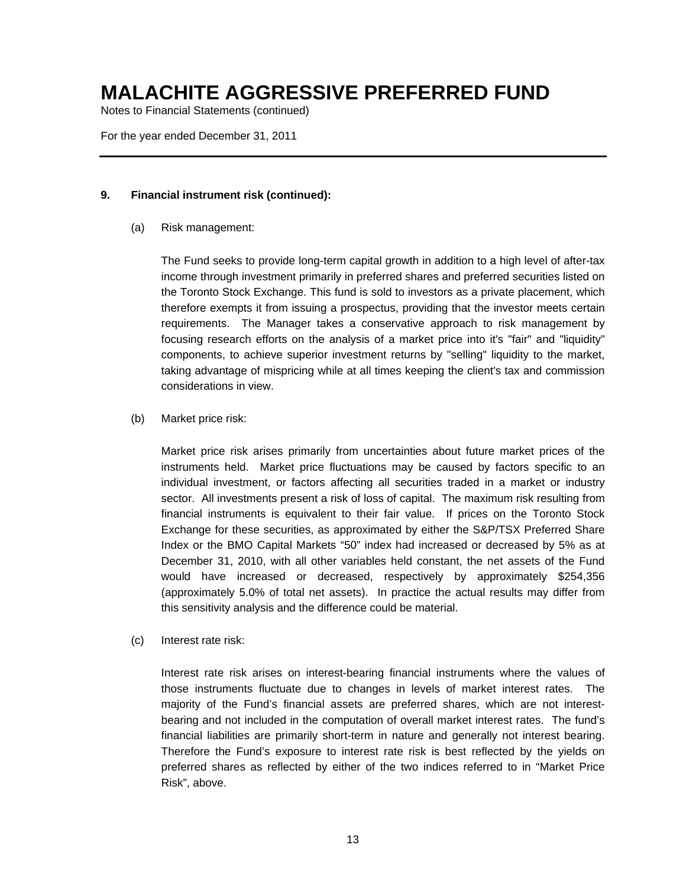# MALACHITE AGGRESSIVE PREFERRED FUND

Notes to Financial Statements (continued)

For the year ended December 31, 2011

---

**9. Financial instrument risk (continued):**

(a) Risk management:

The Fund seeks to provide long-term capital growth in addition to a high level of after-tax income through investment primarily in preferred shares and preferred securities listed on the Toronto Stock Exchange. This fund is sold to investors as a private placement, which therefore exempts it from issuing a prospectus, providing that the investor meets certain requirements. The Manager takes a conservative approach to risk management by focusing research efforts on the analysis of a market price into it's "fair" and "liquidity" components, to achieve superior investment returns by "selling" liquidity to the market, taking advantage of mispricing while at all times keeping the client's tax and commission considerations in view.

(b) Market price risk:

Market price risk arises primarily from uncertainties about future market prices of the instruments held. Market price fluctuations may be caused by factors specific to an individual investment, or factors affecting all securities traded in a market or industry sector. All investments present a risk of loss of capital. The maximum risk resulting from financial instruments is equivalent to their fair value. If prices on the Toronto Stock Exchange for these securities, as approximated by either the S&P/TSX Preferred Share Index or the BMO Capital Markets "50" index had increased or decreased by 5% as at December 31, 2010, with all other variables held constant, the net assets of the Fund would have increased or decreased, respectively by approximately $254,356 (approximately 5.0% of total net assets). In practice the actual results may differ from this sensitivity analysis and the difference could be material.

(c) Interest rate risk:

Interest rate risk arises on interest-bearing financial instruments where the values of those instruments fluctuate due to changes in levels of market interest rates. The majority of the Fund's financial assets are preferred shares, which are not interest-bearing and not included in the computation of overall market interest rates. The fund's financial liabilities are primarily short-term in nature and generally not interest bearing. Therefore the Fund's exposure to interest rate risk is best reflected by the yields on preferred shares as reflected by either of the two indices referred to in "Market Price Risk", above.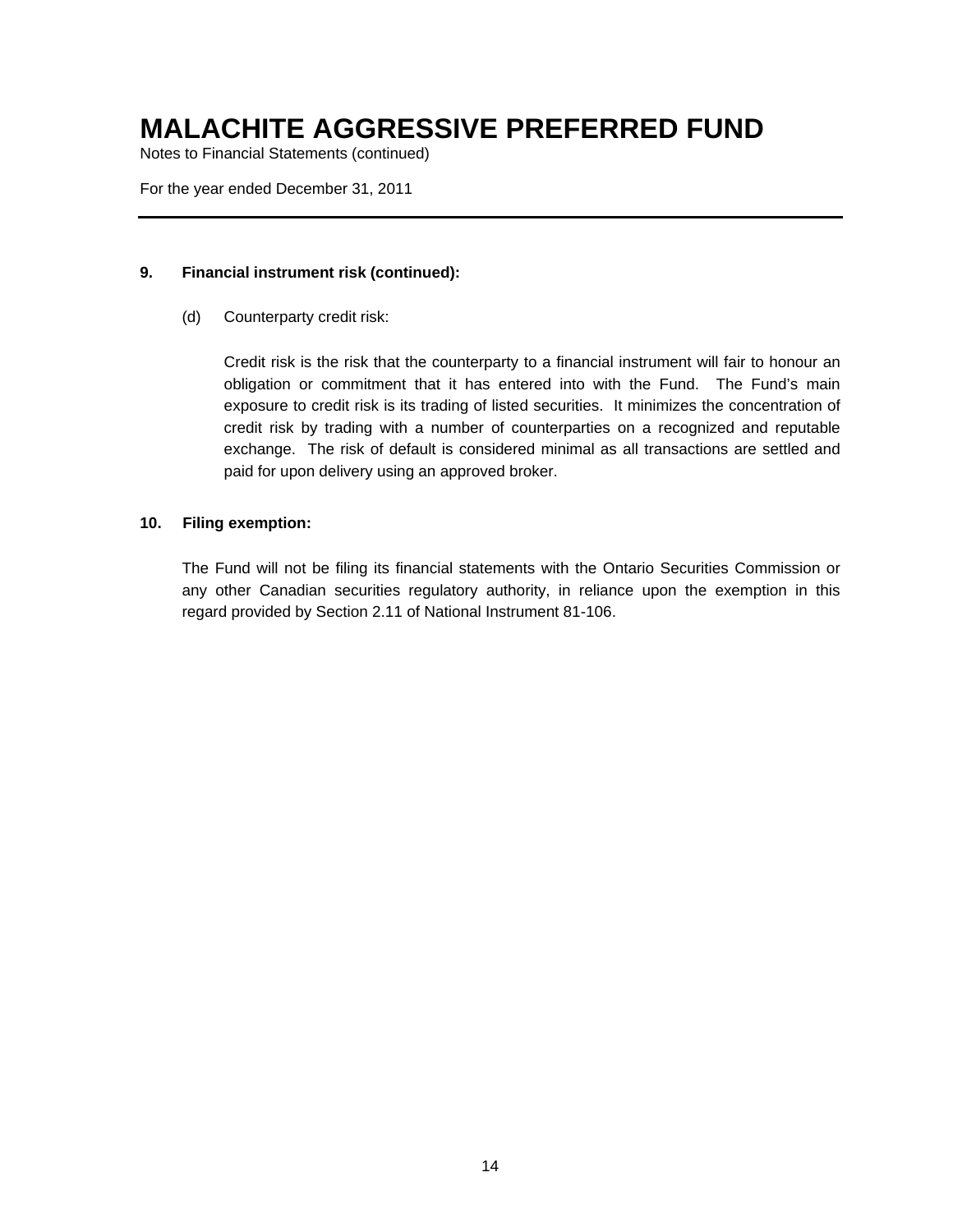# MALACHITE AGGRESSIVE PREFERRED FUND

Notes to Financial Statements (continued)

For the year ended December 31, 2011

**9. Financial instrument risk (continued):**

(d) Counterparty credit risk:

Credit risk is the risk that the counterparty to a financial instrument will fair to honour an obligation or commitment that it has entered into with the Fund. The Fund's main exposure to credit risk is its trading of listed securities. It minimizes the concentration of credit risk by trading with a number of counterparties on a recognized and reputable exchange. The risk of default is considered minimal as all transactions are settled and paid for upon delivery using an approved broker.

**10. Filing exemption:**

The Fund will not be filing its financial statements with the Ontario Securities Commission or any other Canadian securities regulatory authority, in reliance upon the exemption in this regard provided by Section 2.11 of National Instrument 81-106.